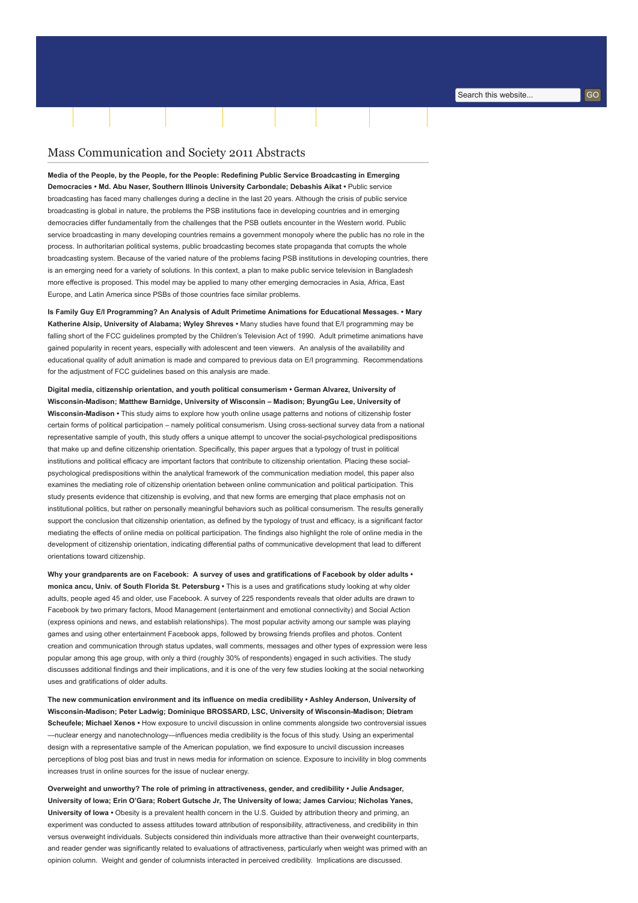# Mass Communication and Society 2011 Abstracts

**Media of the People, by the People, for the People: Redefining Public Service Broadcasting in Emerging Democracies • Md. Abu Naser, Southern Illinois University Carbondale; Debashis Aikat •** Public service broadcasting has faced many challenges during a decline in the last 20 years. Although the crisis of public service broadcasting is global in nature, the problems the PSB institutions face in developing countries and in emerging democracies differ fundamentally from the challenges that the PSB outlets encounter in the Western world. Public service broadcasting in many developing countries remains a government monopoly where the public has no role in the process. In authoritarian political systems, public broadcasting becomes state propaganda that corrupts the whole broadcasting system. Because of the varied nature of the problems facing PSB institutions in developing countries, there is an emerging need for a variety of solutions. In this context, a plan to make public service television in Bangladesh more effective is proposed. This model may be applied to many other emerging democracies in Asia, Africa, East Europe, and Latin America since PSBs of those countries face similar problems.

**Is Family Guy E/I Programming? An Analysis of Adult Primetime Animations for Educational Messages. • Mary Katherine Alsip, University of Alabama; Wyley Shreves •** Many studies have found that E/I programming may be falling short of the FCC guidelines prompted by the Children's Television Act of 1990. Adult primetime animations have gained popularity in recent years, especially with adolescent and teen viewers. An analysis of the availability and educational quality of adult animation is made and compared to previous data on E/I programming. Recommendations for the adjustment of FCC guidelines based on this analysis are made.

**Digital media, citizenship orientation, and youth political consumerism • German Alvarez, University of Wisconsin-Madison; Matthew Barnidge, University of Wisconsin – Madison; ByungGu Lee, University of Wisconsin-Madison •** This study aims to explore how youth online usage patterns and notions of citizenship foster certain forms of political participation – namely political consumerism. Using cross-sectional survey data from a national representative sample of youth, this study offers a unique attempt to uncover the social-psychological predispositions that make up and define citizenship orientation. Specifically, this paper argues that a typology of trust in political institutions and political efficacy are important factors that contribute to citizenship orientation. Placing these social-psychological predispositions within the analytical framework of the communication mediation model, this paper also examines the mediating role of citizenship orientation between online communication and political participation. This study presents evidence that citizenship is evolving, and that new forms are emerging that place emphasis not on institutional politics, but rather on personally meaningful behaviors such as political consumerism. The results generally support the conclusion that citizenship orientation, as defined by the typology of trust and efficacy, is a significant factor mediating the effects of online media on political participation. The findings also highlight the role of online media in the development of citizenship orientation, indicating differential paths of communicative development that lead to different orientations toward citizenship.

**Why your grandparents are on Facebook: A survey of uses and gratifications of Facebook by older adults • monica ancu, Univ. of South Florida St. Petersburg •** This is a uses and gratifications study looking at why older adults, people aged 45 and older, use Facebook. A survey of 225 respondents reveals that older adults are drawn to Facebook by two primary factors, Mood Management (entertainment and emotional connectivity) and Social Action (express opinions and news, and establish relationships). The most popular activity among our sample was playing games and using other entertainment Facebook apps, followed by browsing friends profiles and photos. Content creation and communication through status updates, wall comments, messages and other types of expression were less popular among this age group, with only a third (roughly 30% of respondents) engaged in such activities. The study discusses additional findings and their implications, and it is one of the very few studies looking at the social networking uses and gratifications of older adults.

**The new communication environment and its influence on media credibility • Ashley Anderson, University of Wisconsin-Madison; Peter Ladwig; Dominique BROSSARD, LSC, University of Wisconsin-Madison; Dietram Scheufele; Michael Xenos •** How exposure to uncivil discussion in online comments alongside two controversial issues—nuclear energy and nanotechnology—influences media credibility is the focus of this study. Using an experimental design with a representative sample of the American population, we find exposure to uncivil discussion increases perceptions of blog post bias and trust in news media for information on science. Exposure to incivility in blog comments increases trust in online sources for the issue of nuclear energy.

**Overweight and unworthy? The role of priming in attractiveness, gender, and credibility • Julie Andsager, University of Iowa; Erin O'Gara; Robert Gutsche Jr, The University of Iowa; James Carviou; Nicholas Yanes, University of Iowa •** Obesity is a prevalent health concern in the U.S. Guided by attribution theory and priming, an experiment was conducted to assess attitudes toward attribution of responsibility, attractiveness, and credibility in thin versus overweight individuals. Subjects considered thin individuals more attractive than their overweight counterparts, and reader gender was significantly related to evaluations of attractiveness, particularly when weight was primed with an opinion column. Weight and gender of columnists interacted in perceived credibility. Implications are discussed.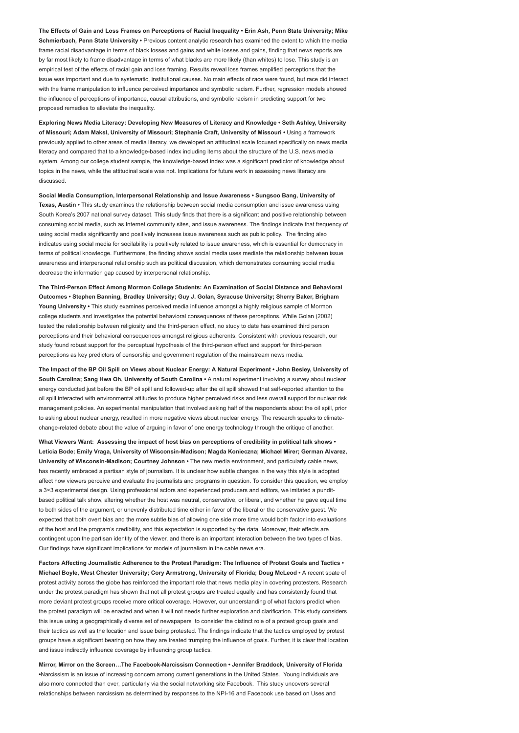**The Effects of Gain and Loss Frames on Perceptions of Racial Inequality • Erin Ash, Penn State University; Mike Schmierbach, Penn State University •** Previous content analytic research has examined the extent to which the media frame racial disadvantage in terms of black losses and gains and white losses and gains, finding that news reports are by far most likely to frame disadvantage in terms of what blacks are more likely (than whites) to lose. This study is an empirical test of the effects of racial gain and loss framing. Results reveal loss frames amplified perceptions that the issue was important and due to systematic, institutional causes. No main effects of race were found, but race did interact with the frame manipulation to influence perceived importance and symbolic racism. Further, regression models showed the influence of perceptions of importance, causal attributions, and symbolic racism in predicting support for two proposed remedies to alleviate the inequality.

**Exploring News Media Literacy: Developing New Measures of Literacy and Knowledge • Seth Ashley, University of Missouri; Adam Maksl, University of Missouri; Stephanie Craft, University of Missouri •** Using a framework previously applied to other areas of media literacy, we developed an attitudinal scale focused specifically on news media literacy and compared that to a knowledge-based index including items about the structure of the U.S. news media system. Among our college student sample, the knowledge-based index was a significant predictor of knowledge about topics in the news, while the attitudinal scale was not. Implications for future work in assessing news literacy are discussed.

**Social Media Consumption, Interpersonal Relationship and Issue Awareness • Sungsoo Bang, University of Texas, Austin •** This study examines the relationship between social media consumption and issue awareness using South Korea's 2007 national survey dataset. This study finds that there is a significant and positive relationship between consuming social media, such as Internet community sites, and issue awareness. The findings indicate that frequency of using social media significantly and positively increases issue awareness such as public policy. The finding also indicates using social media for sociability is positively related to issue awareness, which is essential for democracy in terms of political knowledge. Furthermore, the finding shows social media uses mediate the relationship between issue awareness and interpersonal relationship such as political discussion, which demonstrates consuming social media decrease the information gap caused by interpersonal relationship.

**The Third-Person Effect Among Mormon College Students: An Examination of Social Distance and Behavioral Outcomes • Stephen Banning, Bradley University; Guy J. Golan, Syracuse University; Sherry Baker, Brigham Young University •** This study examines perceived media influence amongst a highly religious sample of Mormon college students and investigates the potential behavioral consequences of these perceptions. While Golan (2002) tested the relationship between religiosity and the third-person effect, no study to date has examined third person perceptions and their behavioral consequences amongst religious adherents. Consistent with previous research, our study found robust support for the perceptual hypothesis of the third-person effect and support for third-person perceptions as key predictors of censorship and government regulation of the mainstream news media.

**The Impact of the BP Oil Spill on Views about Nuclear Energy: A Natural Experiment • John Besley, University of South Carolina; Sang Hwa Oh, University of South Carolina •** A natural experiment involving a survey about nuclear energy conducted just before the BP oil spill and followed-up after the oil spill showed that self-reported attention to the oil spill interacted with environmental attitudes to produce higher perceived risks and less overall support for nuclear risk management policies. An experimental manipulation that involved asking half of the respondents about the oil spill, prior to asking about nuclear energy, resulted in more negative views about nuclear energy. The research speaks to climate-change-related debate about the value of arguing in favor of one energy technology through the critique of another.

**What Viewers Want: Assessing the impact of host bias on perceptions of credibility in political talk shows • Leticia Bode; Emily Vraga, University of Wisconsin-Madison; Magda Konieczna; Michael Mirer; German Alvarez, University of Wisconsin-Madison; Courtney Johnson •** The new media environment, and particularly cable news, has recently embraced a partisan style of journalism. It is unclear how subtle changes in the way this style is adopted affect how viewers perceive and evaluate the journalists and programs in question. To consider this question, we employ a 3×3 experimental design. Using professional actors and experienced producers and editors, we imitated a pundit-based political talk show, altering whether the host was neutral, conservative, or liberal, and whether he gave equal time to both sides of the argument, or unevenly distributed time either in favor of the liberal or the conservative guest. We expected that both overt bias and the more subtle bias of allowing one side more time would both factor into evaluations of the host and the program's credibility, and this expectation is supported by the data. Moreover, their effects are contingent upon the partisan identity of the viewer, and there is an important interaction between the two types of bias. Our findings have significant implications for models of journalism in the cable news era.

**Factors Affecting Journalistic Adherence to the Protest Paradigm: The Influence of Protest Goals and Tactics • Michael Boyle, West Chester University; Cory Armstrong, University of Florida; Doug McLeod •** A recent spate of protest activity across the globe has reinforced the important role that news media play in covering protesters. Research under the protest paradigm has shown that not all protest groups are treated equally and has consistently found that more deviant protest groups receive more critical coverage. However, our understanding of what factors predict when the protest paradigm will be enacted and when it will not needs further exploration and clarification. This study considers this issue using a geographically diverse set of newspapers to consider the distinct role of a protest group goals and their tactics as well as the location and issue being protested. The findings indicate that the tactics employed by protest groups have a significant bearing on how they are treated trumping the influence of goals. Further, it is clear that location and issue indirectly influence coverage by influencing group tactics.

**Mirror, Mirror on the Screen…The Facebook-Narcissism Connection • Jennifer Braddock, University of Florida •**Narcissism is an issue of increasing concern among current generations in the United States. Young individuals are also more connected than ever, particularly via the social networking site Facebook. This study uncovers several relationships between narcissism as determined by responses to the NPI-16 and Facebook use based on Uses and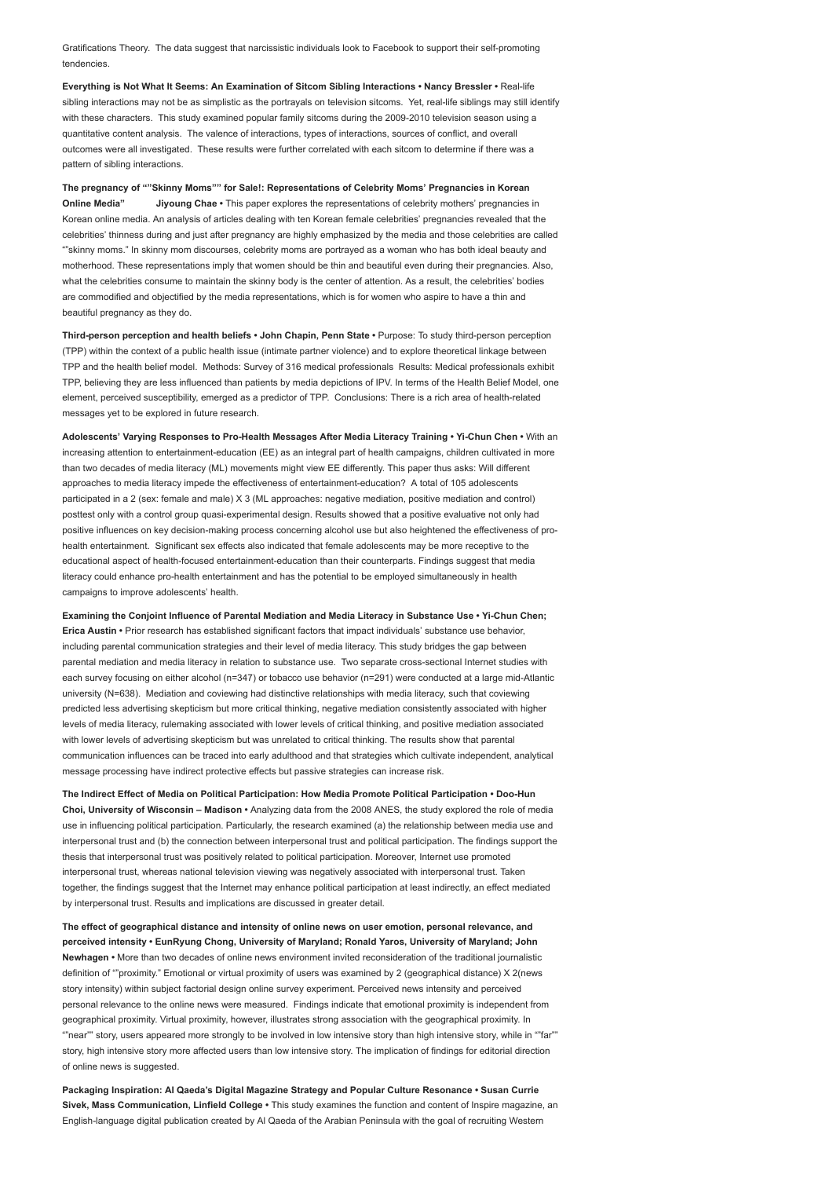Gratifications Theory. The data suggest that narcissistic individuals look to Facebook to support their self-promoting tendencies.

**Everything is Not What It Seems: An Examination of Sitcom Sibling Interactions • Nancy Bressler •** Real-life sibling interactions may not be as simplistic as the portrayals on television sitcoms. Yet, real-life siblings may still identify with these characters. This study examined popular family sitcoms during the 2009-2010 television season using a quantitative content analysis. The valence of interactions, types of interactions, sources of conflict, and overall outcomes were all investigated. These results were further correlated with each sitcom to determine if there was a pattern of sibling interactions.

**The pregnancy of “”Skinny Moms”” for Sale!: Representations of Celebrity Moms’ Pregnancies in Korean Online Media” Jiyoung Chae •** This paper explores the representations of celebrity mothers’ pregnancies in Korean online media. An analysis of articles dealing with ten Korean female celebrities’ pregnancies revealed that the celebrities’ thinness during and just after pregnancy are highly emphasized by the media and those celebrities are called “”skinny moms.” In skinny mom discourses, celebrity moms are portrayed as a woman who has both ideal beauty and motherhood. These representations imply that women should be thin and beautiful even during their pregnancies. Also, what the celebrities consume to maintain the skinny body is the center of attention. As a result, the celebrities’ bodies are commodified and objectified by the media representations, which is for women who aspire to have a thin and beautiful pregnancy as they do.

**Third-person perception and health beliefs • John Chapin, Penn State •** Purpose: To study third-person perception (TPP) within the context of a public health issue (intimate partner violence) and to explore theoretical linkage between TPP and the health belief model. Methods: Survey of 316 medical professionals Results: Medical professionals exhibit TPP, believing they are less influenced than patients by media depictions of IPV. In terms of the Health Belief Model, one element, perceived susceptibility, emerged as a predictor of TPP. Conclusions: There is a rich area of health-related messages yet to be explored in future research.

**Adolescents’ Varying Responses to Pro-Health Messages After Media Literacy Training • Yi-Chun Chen •** With an increasing attention to entertainment-education (EE) as an integral part of health campaigns, children cultivated in more than two decades of media literacy (ML) movements might view EE differently. This paper thus asks: Will different approaches to media literacy impede the effectiveness of entertainment-education? A total of 105 adolescents participated in a 2 (sex: female and male) X 3 (ML approaches: negative mediation, positive mediation and control) posttest only with a control group quasi-experimental design. Results showed that a positive evaluative not only had positive influences on key decision-making process concerning alcohol use but also heightened the effectiveness of pro-health entertainment. Significant sex effects also indicated that female adolescents may be more receptive to the educational aspect of health-focused entertainment-education than their counterparts. Findings suggest that media literacy could enhance pro-health entertainment and has the potential to be employed simultaneously in health campaigns to improve adolescents’ health.

**Examining the Conjoint Influence of Parental Mediation and Media Literacy in Substance Use • Yi-Chun Chen; Erica Austin •** Prior research has established significant factors that impact individuals’ substance use behavior, including parental communication strategies and their level of media literacy. This study bridges the gap between parental mediation and media literacy in relation to substance use. Two separate cross-sectional Internet studies with each survey focusing on either alcohol (n=347) or tobacco use behavior (n=291) were conducted at a large mid-Atlantic university (N=638). Mediation and coviewing had distinctive relationships with media literacy, such that coviewing predicted less advertising skepticism but more critical thinking, negative mediation consistently associated with higher levels of media literacy, rulemaking associated with lower levels of critical thinking, and positive mediation associated with lower levels of advertising skepticism but was unrelated to critical thinking. The results show that parental communication influences can be traced into early adulthood and that strategies which cultivate independent, analytical message processing have indirect protective effects but passive strategies can increase risk.

**The Indirect Effect of Media on Political Participation: How Media Promote Political Participation • Doo-Hun Choi, University of Wisconsin – Madison •** Analyzing data from the 2008 ANES, the study explored the role of media use in influencing political participation. Particularly, the research examined (a) the relationship between media use and interpersonal trust and (b) the connection between interpersonal trust and political participation. The findings support the thesis that interpersonal trust was positively related to political participation. Moreover, Internet use promoted interpersonal trust, whereas national television viewing was negatively associated with interpersonal trust. Taken together, the findings suggest that the Internet may enhance political participation at least indirectly, an effect mediated by interpersonal trust. Results and implications are discussed in greater detail.

**The effect of geographical distance and intensity of online news on user emotion, personal relevance, and perceived intensity • EunRyung Chong, University of Maryland; Ronald Yaros, University of Maryland; John Newhagen •** More than two decades of online news environment invited reconsideration of the traditional journalistic definition of “”proximity.” Emotional or virtual proximity of users was examined by 2 (geographical distance) X 2(news story intensity) within subject factorial design online survey experiment. Perceived news intensity and perceived personal relevance to the online news were measured. Findings indicate that emotional proximity is independent from geographical proximity. Virtual proximity, however, illustrates strong association with the geographical proximity. In “”near”” story, users appeared more strongly to be involved in low intensive story than high intensive story, while in “”far”” story, high intensive story more affected users than low intensive story. The implication of findings for editorial direction of online news is suggested.

**Packaging Inspiration: Al Qaeda’s Digital Magazine Strategy and Popular Culture Resonance • Susan Currie Sivek, Mass Communication, Linfield College •** This study examines the function and content of Inspire magazine, an English-language digital publication created by Al Qaeda of the Arabian Peninsula with the goal of recruiting Western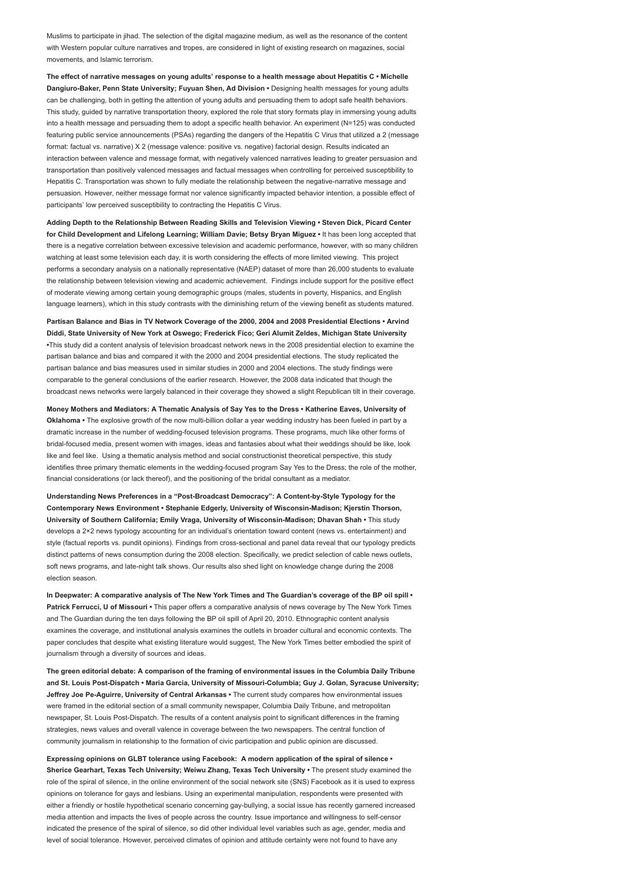Muslims to participate in jihad. The selection of the digital magazine medium, as well as the resonance of the content with Western popular culture narratives and tropes, are considered in light of existing research on magazines, social movements, and Islamic terrorism.

**The effect of narrative messages on young adults' response to a health message about Hepatitis C • Michelle Dangiuro-Baker, Penn State University; Fuyuan Shen, Ad Division •** Designing health messages for young adults can be challenging, both in getting the attention of young adults and persuading them to adopt safe health behaviors. This study, guided by narrative transportation theory, explored the role that story formats play in immersing young adults into a health message and persuading them to adopt a specific health behavior. An experiment (N=125) was conducted featuring public service announcements (PSAs) regarding the dangers of the Hepatitis C Virus that utilized a 2 (message format: factual vs. narrative) X 2 (message valence: positive vs. negative) factorial design. Results indicated an interaction between valence and message format, with negatively valenced narratives leading to greater persuasion and transportation than positively valenced messages and factual messages when controlling for perceived susceptibility to Hepatitis C. Transportation was shown to fully mediate the relationship between the negative-narrative message and persuasion. However, neither message format nor valence significantly impacted behavior intention, a possible effect of participants' low perceived susceptibility to contracting the Hepatitis C Virus.

**Adding Depth to the Relationship Between Reading Skills and Television Viewing • Steven Dick, Picard Center for Child Development and Lifelong Learning; William Davie; Betsy Bryan Miguez •** It has been long accepted that there is a negative correlation between excessive television and academic performance, however, with so many children watching at least some television each day, it is worth considering the effects of more limited viewing. This project performs a secondary analysis on a nationally representative (NAEP) dataset of more than 26,000 students to evaluate the relationship between television viewing and academic achievement. Findings include support for the positive effect of moderate viewing among certain young demographic groups (males, students in poverty, Hispanics, and English language learners), which in this study contrasts with the diminishing return of the viewing benefit as students matured.

**Partisan Balance and Bias in TV Network Coverage of the 2000, 2004 and 2008 Presidential Elections • Arvind Diddi, State University of New York at Oswego; Frederick Fico; Geri Alumit Zeldes, Michigan State University •**This study did a content analysis of television broadcast network news in the 2008 presidential election to examine the partisan balance and bias and compared it with the 2000 and 2004 presidential elections. The study replicated the partisan balance and bias measures used in similar studies in 2000 and 2004 elections. The study findings were comparable to the general conclusions of the earlier research. However, the 2008 data indicated that though the broadcast news networks were largely balanced in their coverage they showed a slight Republican tilt in their coverage.

**Money Mothers and Mediators: A Thematic Analysis of Say Yes to the Dress • Katherine Eaves, University of Oklahoma •** The explosive growth of the now multi-billion dollar a year wedding industry has been fueled in part by a dramatic increase in the number of wedding-focused television programs. These programs, much like other forms of bridal-focused media, present women with images, ideas and fantasies about what their weddings should be like, look like and feel like. Using a thematic analysis method and social constructionist theoretical perspective, this study identifies three primary thematic elements in the wedding-focused program Say Yes to the Dress; the role of the mother, financial considerations (or lack thereof), and the positioning of the bridal consultant as a mediator.

**Understanding News Preferences in a "Post-Broadcast Democracy": A Content-by-Style Typology for the Contemporary News Environment • Stephanie Edgerly, University of Wisconsin-Madison; Kjerstin Thorson, University of Southern California; Emily Vraga, University of Wisconsin-Madison; Dhavan Shah •** This study develops a 2×2 news typology accounting for an individual's orientation toward content (news vs. entertainment) and style (factual reports vs. pundit opinions). Findings from cross-sectional and panel data reveal that our typology predicts distinct patterns of news consumption during the 2008 election. Specifically, we predict selection of cable news outlets, soft news programs, and late-night talk shows. Our results also shed light on knowledge change during the 2008 election season.

**In Deepwater: A comparative analysis of The New York Times and The Guardian's coverage of the BP oil spill • Patrick Ferrucci, U of Missouri •** This paper offers a comparative analysis of news coverage by The New York Times and The Guardian during the ten days following the BP oil spill of April 20, 2010. Ethnographic content analysis examines the coverage, and institutional analysis examines the outlets in broader cultural and economic contexts. The paper concludes that despite what existing literature would suggest, The New York Times better embodied the spirit of journalism through a diversity of sources and ideas.

**The green editorial debate: A comparison of the framing of environmental issues in the Columbia Daily Tribune and St. Louis Post-Dispatch • Maria Garcia, University of Missouri-Columbia; Guy J. Golan, Syracuse University; Jeffrey Joe Pe-Aguirre, University of Central Arkansas •** The current study compares how environmental issues were framed in the editorial section of a small community newspaper, Columbia Daily Tribune, and metropolitan newspaper, St. Louis Post-Dispatch. The results of a content analysis point to significant differences in the framing strategies, news values and overall valence in coverage between the two newspapers. The central function of community journalism in relationship to the formation of civic participation and public opinion are discussed.

**Expressing opinions on GLBT tolerance using Facebook: A modern application of the spiral of silence • Sherice Gearhart, Texas Tech University; Weiwu Zhang, Texas Tech University •** The present study examined the role of the spiral of silence, in the online environment of the social network site (SNS) Facebook as it is used to express opinions on tolerance for gays and lesbians. Using an experimental manipulation, respondents were presented with either a friendly or hostile hypothetical scenario concerning gay-bullying, a social issue has recently garnered increased media attention and impacts the lives of people across the country. Issue importance and willingness to self-censor indicated the presence of the spiral of silence, so did other individual level variables such as age, gender, media and level of social tolerance. However, perceived climates of opinion and attitude certainty were not found to have any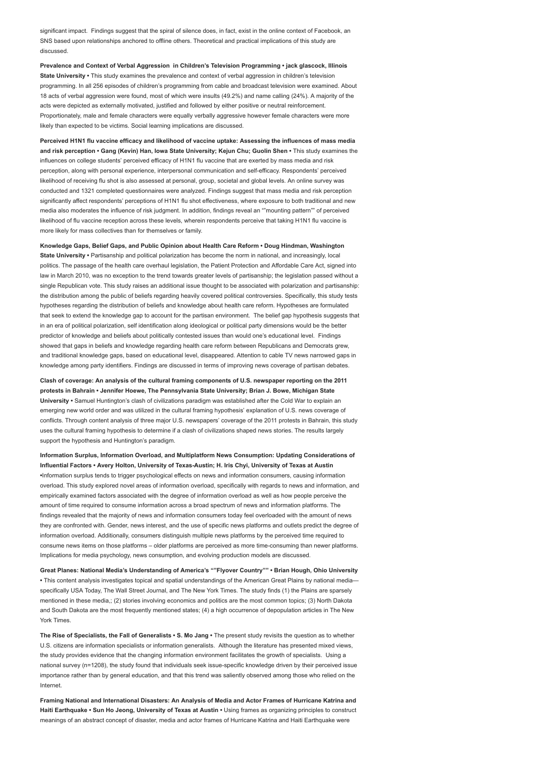significant impact. Findings suggest that the spiral of silence does, in fact, exist in the online context of Facebook, an SNS based upon relationships anchored to offline others. Theoretical and practical implications of this study are discussed.

**Prevalence and Context of Verbal Aggression in Children's Television Programming • jack glascock, Illinois State University •** This study examines the prevalence and context of verbal aggression in children's television programming. In all 256 episodes of children's programming from cable and broadcast television were examined. About 18 acts of verbal aggression were found, most of which were insults (49.2%) and name calling (24%). A majority of the acts were depicted as externally motivated, justified and followed by either positive or neutral reinforcement. Proportionately, male and female characters were equally verbally aggressive however female characters were more likely than expected to be victims. Social learning implications are discussed.

**Perceived H1N1 flu vaccine efficacy and likelihood of vaccine uptake: Assessing the influences of mass media and risk perception • Gang (Kevin) Han, Iowa State University; Kejun Chu; Guolin Shen •** This study examines the influences on college students' perceived efficacy of H1N1 flu vaccine that are exerted by mass media and risk perception, along with personal experience, interpersonal communication and self-efficacy. Respondents' perceived likelihood of receiving flu shot is also assessed at personal, group, societal and global levels. An online survey was conducted and 1321 completed questionnaires were analyzed. Findings suggest that mass media and risk perception significantly affect respondents' perceptions of H1N1 flu shot effectiveness, where exposure to both traditional and new media also moderates the influence of risk judgment. In addition, findings reveal an ""mounting pattern"" of perceived likelihood of flu vaccine reception across these levels, wherein respondents perceive that taking H1N1 flu vaccine is more likely for mass collectives than for themselves or family.

**Knowledge Gaps, Belief Gaps, and Public Opinion about Health Care Reform • Doug Hindman, Washington State University •** Partisanship and political polarization has become the norm in national, and increasingly, local politics. The passage of the health care overhaul legislation, the Patient Protection and Affordable Care Act, signed into law in March 2010, was no exception to the trend towards greater levels of partisanship; the legislation passed without a single Republican vote. This study raises an additional issue thought to be associated with polarization and partisanship: the distribution among the public of beliefs regarding heavily covered political controversies. Specifically, this study tests hypotheses regarding the distribution of beliefs and knowledge about health care reform. Hypotheses are formulated that seek to extend the knowledge gap to account for the partisan environment. The belief gap hypothesis suggests that in an era of political polarization, self identification along ideological or political party dimensions would be the better predictor of knowledge and beliefs about politically contested issues than would one's educational level. Findings showed that gaps in beliefs and knowledge regarding health care reform between Republicans and Democrats grew, and traditional knowledge gaps, based on educational level, disappeared. Attention to cable TV news narrowed gaps in knowledge among party identifiers. Findings are discussed in terms of improving news coverage of partisan debates.

**Clash of coverage: An analysis of the cultural framing components of U.S. newspaper reporting on the 2011 protests in Bahrain • Jennifer Hoewe, The Pennsylvania State University; Brian J. Bowe, Michigan State University •** Samuel Huntington's clash of civilizations paradigm was established after the Cold War to explain an emerging new world order and was utilized in the cultural framing hypothesis' explanation of U.S. news coverage of conflicts. Through content analysis of three major U.S. newspapers' coverage of the 2011 protests in Bahrain, this study uses the cultural framing hypothesis to determine if a clash of civilizations shaped news stories. The results largely support the hypothesis and Huntington's paradigm.

**Information Surplus, Information Overload, and Multiplatform News Consumption: Updating Considerations of Influential Factors • Avery Holton, University of Texas-Austin; H. Iris Chyi, University of Texas at Austin •**Information surplus tends to trigger psychological effects on news and information consumers, causing information overload. This study explored novel areas of information overload, specifically with regards to news and information, and empirically examined factors associated with the degree of information overload as well as how people perceive the amount of time required to consume information across a broad spectrum of news and information platforms. The findings revealed that the majority of news and information consumers today feel overloaded with the amount of news they are confronted with. Gender, news interest, and the use of specific news platforms and outlets predict the degree of information overload. Additionally, consumers distinguish multiple news platforms by the perceived time required to consume news items on those platforms – older platforms are perceived as more time-consuming than newer platforms. Implications for media psychology, news consumption, and evolving production models are discussed.

**Great Planes: National Media's Understanding of America's ""Flyover Country"" • Brian Hough, Ohio University •** This content analysis investigates topical and spatial understandings of the American Great Plains by national media—specifically USA Today, The Wall Street Journal, and The New York Times. The study finds (1) the Plains are sparsely mentioned in these media,; (2) stories involving economics and politics are the most common topics; (3) North Dakota and South Dakota are the most frequently mentioned states; (4) a high occurrence of depopulation articles in The New York Times.

**The Rise of Specialists, the Fall of Generalists • S. Mo Jang •** The present study revisits the question as to whether U.S. citizens are information specialists or information generalists. Although the literature has presented mixed views, the study provides evidence that the changing information environment facilitates the growth of specialists. Using a national survey (n=1208), the study found that individuals seek issue-specific knowledge driven by their perceived issue importance rather than by general education, and that this trend was saliently observed among those who relied on the Internet.

**Framing National and International Disasters: An Analysis of Media and Actor Frames of Hurricane Katrina and Haiti Earthquake • Sun Ho Jeong, University of Texas at Austin •** Using frames as organizing principles to construct meanings of an abstract concept of disaster, media and actor frames of Hurricane Katrina and Haiti Earthquake were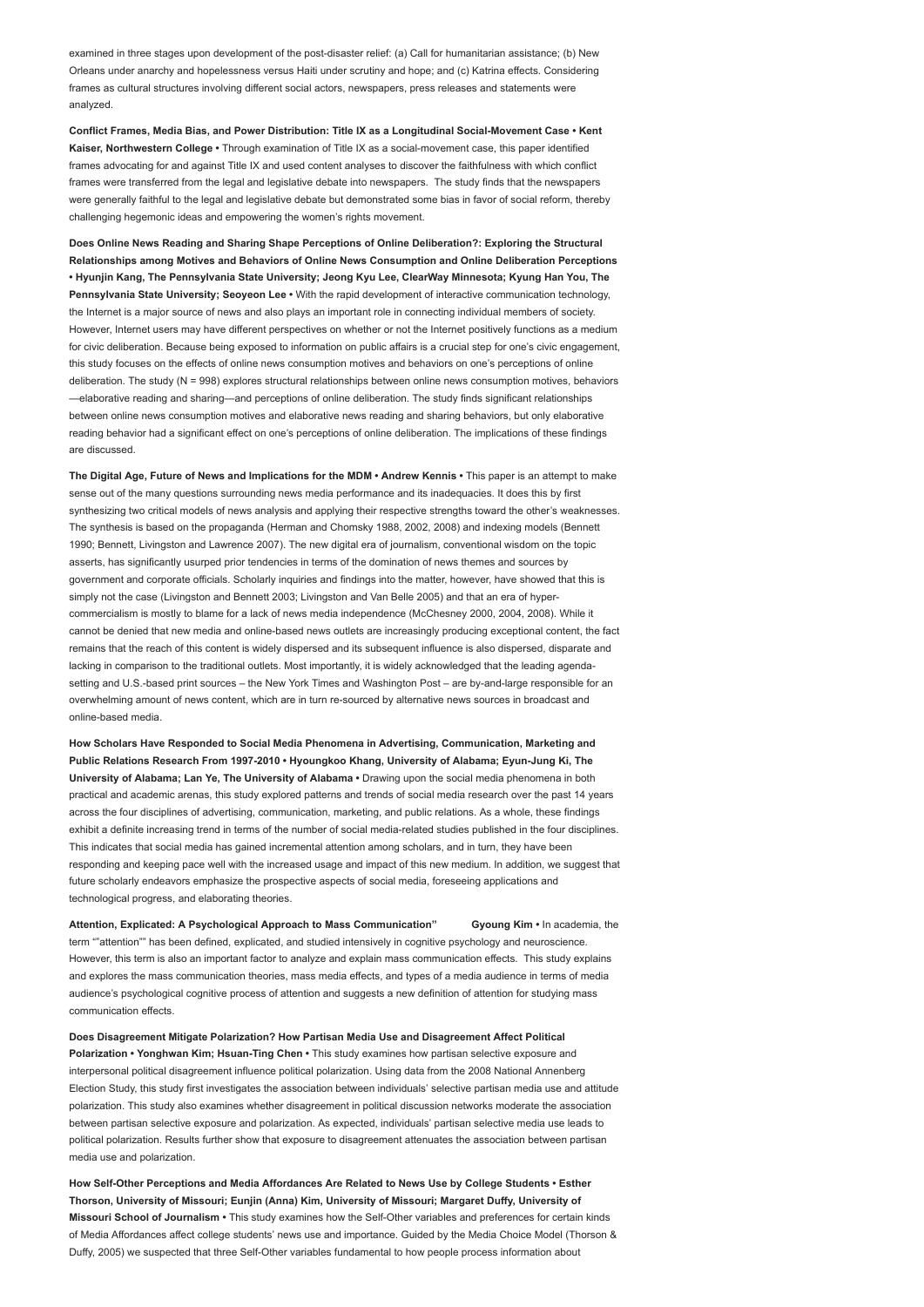examined in three stages upon development of the post-disaster relief: (a) Call for humanitarian assistance; (b) New Orleans under anarchy and hopelessness versus Haiti under scrutiny and hope; and (c) Katrina effects. Considering frames as cultural structures involving different social actors, newspapers, press releases and statements were analyzed.

**Conflict Frames, Media Bias, and Power Distribution: Title IX as a Longitudinal Social-Movement Case • Kent Kaiser, Northwestern College •** Through examination of Title IX as a social-movement case, this paper identified frames advocating for and against Title IX and used content analyses to discover the faithfulness with which conflict frames were transferred from the legal and legislative debate into newspapers. The study finds that the newspapers were generally faithful to the legal and legislative debate but demonstrated some bias in favor of social reform, thereby challenging hegemonic ideas and empowering the women's rights movement.

**Does Online News Reading and Sharing Shape Perceptions of Online Deliberation?: Exploring the Structural Relationships among Motives and Behaviors of Online News Consumption and Online Deliberation Perceptions • Hyunjin Kang, The Pennsylvania State University; Jeong Kyu Lee, ClearWay Minnesota; Kyung Han You, The Pennsylvania State University; Seoyeon Lee •** With the rapid development of interactive communication technology, the Internet is a major source of news and also plays an important role in connecting individual members of society. However, Internet users may have different perspectives on whether or not the Internet positively functions as a medium for civic deliberation. Because being exposed to information on public affairs is a crucial step for one's civic engagement, this study focuses on the effects of online news consumption motives and behaviors on one's perceptions of online deliberation. The study (N = 998) explores structural relationships between online news consumption motives, behaviors —elaborative reading and sharing—and perceptions of online deliberation. The study finds significant relationships between online news consumption motives and elaborative news reading and sharing behaviors, but only elaborative reading behavior had a significant effect on one's perceptions of online deliberation. The implications of these findings are discussed.

**The Digital Age, Future of News and Implications for the MDM • Andrew Kennis •** This paper is an attempt to make sense out of the many questions surrounding news media performance and its inadequacies. It does this by first synthesizing two critical models of news analysis and applying their respective strengths toward the other's weaknesses. The synthesis is based on the propaganda (Herman and Chomsky 1988, 2002, 2008) and indexing models (Bennett 1990; Bennett, Livingston and Lawrence 2007). The new digital era of journalism, conventional wisdom on the topic asserts, has significantly usurped prior tendencies in terms of the domination of news themes and sources by government and corporate officials. Scholarly inquiries and findings into the matter, however, have showed that this is simply not the case (Livingston and Bennett 2003; Livingston and Van Belle 2005) and that an era of hyper-commercialism is mostly to blame for a lack of news media independence (McChesney 2000, 2004, 2008). While it cannot be denied that new media and online-based news outlets are increasingly producing exceptional content, the fact remains that the reach of this content is widely dispersed and its subsequent influence is also dispersed, disparate and lacking in comparison to the traditional outlets. Most importantly, it is widely acknowledged that the leading agenda-setting and U.S.-based print sources – the New York Times and Washington Post – are by-and-large responsible for an overwhelming amount of news content, which are in turn re-sourced by alternative news sources in broadcast and online-based media.

**How Scholars Have Responded to Social Media Phenomena in Advertising, Communication, Marketing and Public Relations Research From 1997-2010 • Hyoungkoo Khang, University of Alabama; Eyun-Jung Ki, The University of Alabama; Lan Ye, The University of Alabama •** Drawing upon the social media phenomena in both practical and academic arenas, this study explored patterns and trends of social media research over the past 14 years across the four disciplines of advertising, communication, marketing, and public relations. As a whole, these findings exhibit a definite increasing trend in terms of the number of social media-related studies published in the four disciplines. This indicates that social media has gained incremental attention among scholars, and in turn, they have been responding and keeping pace well with the increased usage and impact of this new medium. In addition, we suggest that future scholarly endeavors emphasize the prospective aspects of social media, foreseeing applications and technological progress, and elaborating theories.

**Attention, Explicated: A Psychological Approach to Mass Communication" Gyoung Kim •** In academia, the term ""attention"" has been defined, explicated, and studied intensively in cognitive psychology and neuroscience. However, this term is also an important factor to analyze and explain mass communication effects. This study explains and explores the mass communication theories, mass media effects, and types of a media audience in terms of media audience's psychological cognitive process of attention and suggests a new definition of attention for studying mass communication effects.

**Does Disagreement Mitigate Polarization? How Partisan Media Use and Disagreement Affect Political Polarization • Yonghwan Kim; Hsuan-Ting Chen •** This study examines how partisan selective exposure and interpersonal political disagreement influence political polarization. Using data from the 2008 National Annenberg Election Study, this study first investigates the association between individuals' selective partisan media use and attitude polarization. This study also examines whether disagreement in political discussion networks moderate the association between partisan selective exposure and polarization. As expected, individuals' partisan selective media use leads to political polarization. Results further show that exposure to disagreement attenuates the association between partisan media use and polarization.

**How Self-Other Perceptions and Media Affordances Are Related to News Use by College Students • Esther Thorson, University of Missouri; Eunjin (Anna) Kim, University of Missouri; Margaret Duffy, University of Missouri School of Journalism •** This study examines how the Self-Other variables and preferences for certain kinds of Media Affordances affect college students' news use and importance. Guided by the Media Choice Model (Thorson & Duffy, 2005) we suspected that three Self-Other variables fundamental to how people process information about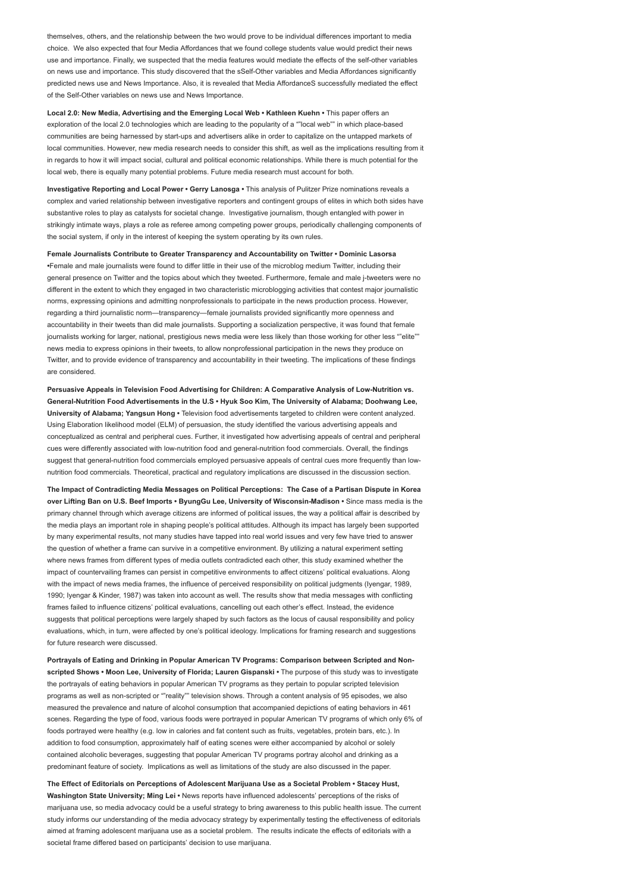themselves, others, and the relationship between the two would prove to be individual differences important to media choice. We also expected that four Media Affordances that we found college students value would predict their news use and importance. Finally, we suspected that the media features would mediate the effects of the self-other variables on news use and importance. This study discovered that the sSelf-Other variables and Media Affordances significantly predicted news use and News Importance. Also, it is revealed that Media AffordanceS successfully mediated the effect of the Self-Other variables on news use and News Importance.

**Local 2.0: New Media, Advertising and the Emerging Local Web • Kathleen Kuehn •** This paper offers an exploration of the local 2.0 technologies which are leading to the popularity of a “"local web"” in which place-based communities are being harnessed by start-ups and advertisers alike in order to capitalize on the untapped markets of local communities. However, new media research needs to consider this shift, as well as the implications resulting from it in regards to how it will impact social, cultural and political economic relationships. While there is much potential for the local web, there is equally many potential problems. Future media research must account for both.

**Investigative Reporting and Local Power • Gerry Lanosga •** This analysis of Pulitzer Prize nominations reveals a complex and varied relationship between investigative reporters and contingent groups of elites in which both sides have substantive roles to play as catalysts for societal change. Investigative journalism, though entangled with power in strikingly intimate ways, plays a role as referee among competing power groups, periodically challenging components of the social system, if only in the interest of keeping the system operating by its own rules.

**Female Journalists Contribute to Greater Transparency and Accountability on Twitter • Dominic Lasorsa •**Female and male journalists were found to differ little in their use of the microblog medium Twitter, including their general presence on Twitter and the topics about which they tweeted. Furthermore, female and male j-tweeters were no different in the extent to which they engaged in two characteristic microblogging activities that contest major journalistic norms, expressing opinions and admitting nonprofessionals to participate in the news production process. However, regarding a third journalistic norm—transparency—female journalists provided significantly more openness and accountability in their tweets than did male journalists. Supporting a socialization perspective, it was found that female journalists working for larger, national, prestigious news media were less likely than those working for other less “"elite"” news media to express opinions in their tweets, to allow nonprofessional participation in the news they produce on Twitter, and to provide evidence of transparency and accountability in their tweeting. The implications of these findings are considered.

**Persuasive Appeals in Television Food Advertising for Children: A Comparative Analysis of Low-Nutrition vs. General-Nutrition Food Advertisements in the U.S • Hyuk Soo Kim, The University of Alabama; Doohwang Lee, University of Alabama; Yangsun Hong •** Television food advertisements targeted to children were content analyzed. Using Elaboration likelihood model (ELM) of persuasion, the study identified the various advertising appeals and conceptualized as central and peripheral cues. Further, it investigated how advertising appeals of central and peripheral cues were differently associated with low-nutrition food and general-nutrition food commercials. Overall, the findings suggest that general-nutrition food commercials employed persuasive appeals of central cues more frequently than low-nutrition food commercials. Theoretical, practical and regulatory implications are discussed in the discussion section.

**The Impact of Contradicting Media Messages on Political Perceptions: The Case of a Partisan Dispute in Korea over Lifting Ban on U.S. Beef Imports • ByungGu Lee, University of Wisconsin-Madison •** Since mass media is the primary channel through which average citizens are informed of political issues, the way a political affair is described by the media plays an important role in shaping people's political attitudes. Although its impact has largely been supported by many experimental results, not many studies have tapped into real world issues and very few have tried to answer the question of whether a frame can survive in a competitive environment. By utilizing a natural experiment setting where news frames from different types of media outlets contradicted each other, this study examined whether the impact of countervailing frames can persist in competitive environments to affect citizens' political evaluations. Along with the impact of news media frames, the influence of perceived responsibility on political judgments (Iyengar, 1989, 1990; Iyengar & Kinder, 1987) was taken into account as well. The results show that media messages with conflicting frames failed to influence citizens' political evaluations, cancelling out each other's effect. Instead, the evidence suggests that political perceptions were largely shaped by such factors as the locus of causal responsibility and policy evaluations, which, in turn, were affected by one's political ideology. Implications for framing research and suggestions for future research were discussed.

**Portrayals of Eating and Drinking in Popular American TV Programs: Comparison between Scripted and Non-scripted Shows • Moon Lee, University of Florida; Lauren Gispanski •** The purpose of this study was to investigate the portrayals of eating behaviors in popular American TV programs as they pertain to popular scripted television programs as well as non-scripted or “"reality"” television shows. Through a content analysis of 95 episodes, we also measured the prevalence and nature of alcohol consumption that accompanied depictions of eating behaviors in 461 scenes. Regarding the type of food, various foods were portrayed in popular American TV programs of which only 6% of foods portrayed were healthy (e.g. low in calories and fat content such as fruits, vegetables, protein bars, etc.). In addition to food consumption, approximately half of eating scenes were either accompanied by alcohol or solely contained alcoholic beverages, suggesting that popular American TV programs portray alcohol and drinking as a predominant feature of society. Implications as well as limitations of the study are also discussed in the paper.

**The Effect of Editorials on Perceptions of Adolescent Marijuana Use as a Societal Problem • Stacey Hust, Washington State University; Ming Lei •** News reports have influenced adolescents' perceptions of the risks of marijuana use, so media advocacy could be a useful strategy to bring awareness to this public health issue. The current study informs our understanding of the media advocacy strategy by experimentally testing the effectiveness of editorials aimed at framing adolescent marijuana use as a societal problem. The results indicate the effects of editorials with a societal frame differed based on participants' decision to use marijuana.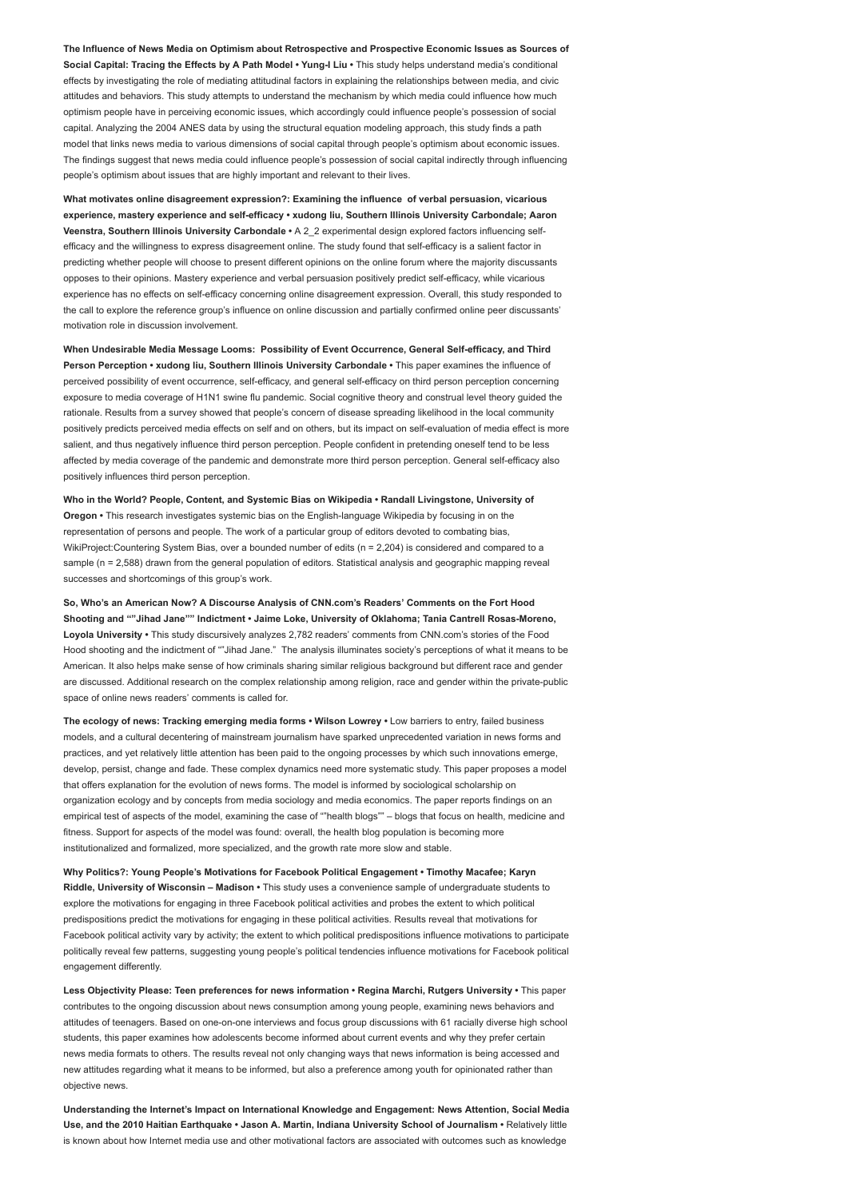**The Influence of News Media on Optimism about Retrospective and Prospective Economic Issues as Sources of Social Capital: Tracing the Effects by A Path Model • Yung-I Liu •** This study helps understand media's conditional effects by investigating the role of mediating attitudinal factors in explaining the relationships between media, and civic attitudes and behaviors. This study attempts to understand the mechanism by which media could influence how much optimism people have in perceiving economic issues, which accordingly could influence people's possession of social capital. Analyzing the 2004 ANES data by using the structural equation modeling approach, this study finds a path model that links news media to various dimensions of social capital through people's optimism about economic issues. The findings suggest that news media could influence people's possession of social capital indirectly through influencing people's optimism about issues that are highly important and relevant to their lives.

**What motivates online disagreement expression?: Examining the influence of verbal persuasion, vicarious experience, mastery experience and self-efficacy • xudong liu, Southern Illinois University Carbondale; Aaron Veenstra, Southern Illinois University Carbondale •** A 2_2 experimental design explored factors influencing self-efficacy and the willingness to express disagreement online. The study found that self-efficacy is a salient factor in predicting whether people will choose to present different opinions on the online forum where the majority discussants opposes to their opinions. Mastery experience and verbal persuasion positively predict self-efficacy, while vicarious experience has no effects on self-efficacy concerning online disagreement expression. Overall, this study responded to the call to explore the reference group's influence on online discussion and partially confirmed online peer discussants' motivation role in discussion involvement.

**When Undesirable Media Message Looms: Possibility of Event Occurrence, General Self-efficacy, and Third Person Perception • xudong liu, Southern Illinois University Carbondale •** This paper examines the influence of perceived possibility of event occurrence, self-efficacy, and general self-efficacy on third person perception concerning exposure to media coverage of H1N1 swine flu pandemic. Social cognitive theory and construal level theory guided the rationale. Results from a survey showed that people's concern of disease spreading likelihood in the local community positively predicts perceived media effects on self and on others, but its impact on self-evaluation of media effect is more salient, and thus negatively influence third person perception. People confident in pretending oneself tend to be less affected by media coverage of the pandemic and demonstrate more third person perception. General self-efficacy also positively influences third person perception.

**Who in the World? People, Content, and Systemic Bias on Wikipedia • Randall Livingstone, University of Oregon •** This research investigates systemic bias on the English-language Wikipedia by focusing in on the representation of persons and people. The work of a particular group of editors devoted to combating bias, WikiProject:Countering System Bias, over a bounded number of edits (n = 2,204) is considered and compared to a sample (n = 2,588) drawn from the general population of editors. Statistical analysis and geographic mapping reveal successes and shortcomings of this group's work.

**So, Who's an American Now? A Discourse Analysis of CNN.com's Readers' Comments on the Fort Hood Shooting and ""Jihad Jane"" Indictment • Jaime Loke, University of Oklahoma; Tania Cantrell Rosas-Moreno, Loyola University •** This study discursively analyzes 2,782 readers' comments from CNN.com's stories of the Food Hood shooting and the indictment of ""Jihad Jane." The analysis illuminates society's perceptions of what it means to be American. It also helps make sense of how criminals sharing similar religious background but different race and gender are discussed. Additional research on the complex relationship among religion, race and gender within the private-public space of online news readers' comments is called for.

**The ecology of news: Tracking emerging media forms • Wilson Lowrey •** Low barriers to entry, failed business models, and a cultural decentering of mainstream journalism have sparked unprecedented variation in news forms and practices, and yet relatively little attention has been paid to the ongoing processes by which such innovations emerge, develop, persist, change and fade. These complex dynamics need more systematic study. This paper proposes a model that offers explanation for the evolution of news forms. The model is informed by sociological scholarship on organization ecology and by concepts from media sociology and media economics. The paper reports findings on an empirical test of aspects of the model, examining the case of ""health blogs"" – blogs that focus on health, medicine and fitness. Support for aspects of the model was found: overall, the health blog population is becoming more institutionalized and formalized, more specialized, and the growth rate more slow and stable.

**Why Politics?: Young People's Motivations for Facebook Political Engagement • Timothy Macafee; Karyn Riddle, University of Wisconsin – Madison •** This study uses a convenience sample of undergraduate students to explore the motivations for engaging in three Facebook political activities and probes the extent to which political predispositions predict the motivations for engaging in these political activities. Results reveal that motivations for Facebook political activity vary by activity; the extent to which political predispositions influence motivations to participate politically reveal few patterns, suggesting young people's political tendencies influence motivations for Facebook political engagement differently.

**Less Objectivity Please: Teen preferences for news information • Regina Marchi, Rutgers University •** This paper contributes to the ongoing discussion about news consumption among young people, examining news behaviors and attitudes of teenagers. Based on one-on-one interviews and focus group discussions with 61 racially diverse high school students, this paper examines how adolescents become informed about current events and why they prefer certain news media formats to others. The results reveal not only changing ways that news information is being accessed and new attitudes regarding what it means to be informed, but also a preference among youth for opinionated rather than objective news.

**Understanding the Internet's Impact on International Knowledge and Engagement: News Attention, Social Media Use, and the 2010 Haitian Earthquake • Jason A. Martin, Indiana University School of Journalism •** Relatively little is known about how Internet media use and other motivational factors are associated with outcomes such as knowledge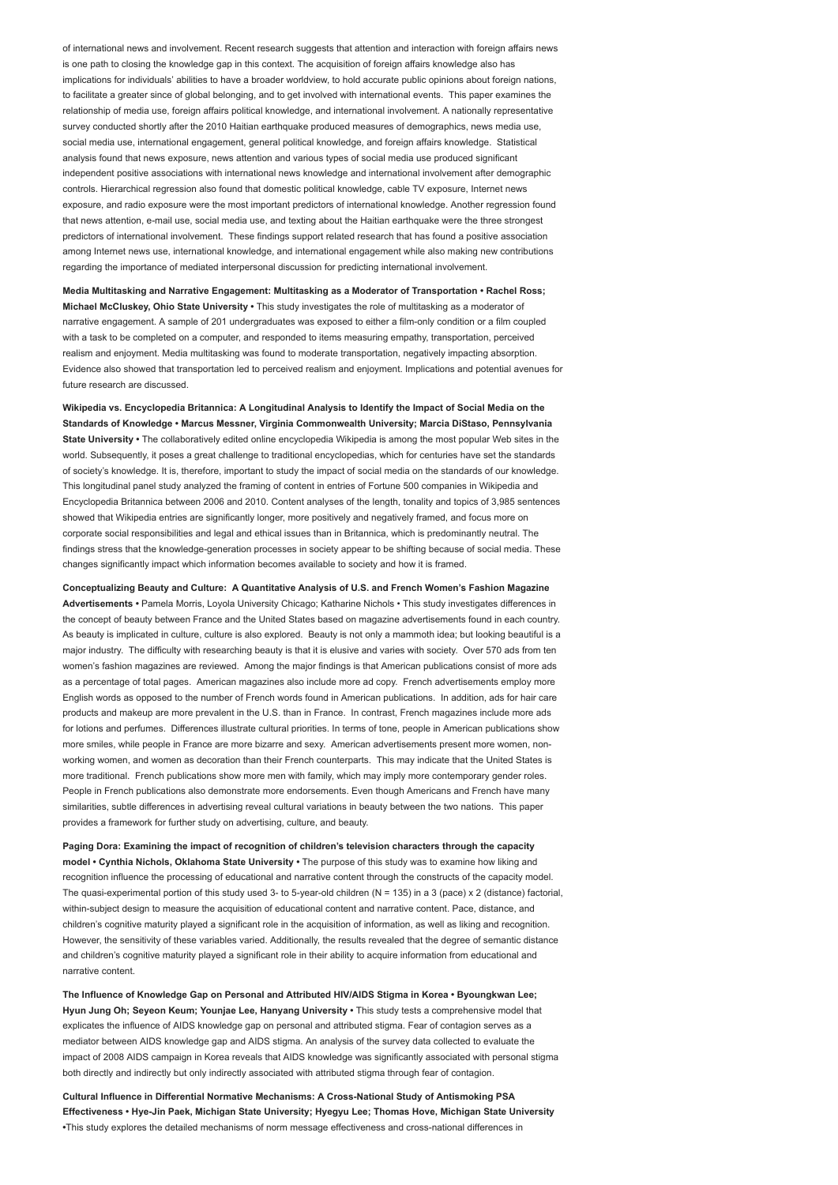of international news and involvement. Recent research suggests that attention and interaction with foreign affairs news is one path to closing the knowledge gap in this context. The acquisition of foreign affairs knowledge also has implications for individuals' abilities to have a broader worldview, to hold accurate public opinions about foreign nations, to facilitate a greater since of global belonging, and to get involved with international events. This paper examines the relationship of media use, foreign affairs political knowledge, and international involvement. A nationally representative survey conducted shortly after the 2010 Haitian earthquake produced measures of demographics, news media use, social media use, international engagement, general political knowledge, and foreign affairs knowledge. Statistical analysis found that news exposure, news attention and various types of social media use produced significant independent positive associations with international news knowledge and international involvement after demographic controls. Hierarchical regression also found that domestic political knowledge, cable TV exposure, Internet news exposure, and radio exposure were the most important predictors of international knowledge. Another regression found that news attention, e-mail use, social media use, and texting about the Haitian earthquake were the three strongest predictors of international involvement. These findings support related research that has found a positive association among Internet news use, international knowledge, and international engagement while also making new contributions regarding the importance of mediated interpersonal discussion for predicting international involvement.

**Media Multitasking and Narrative Engagement: Multitasking as a Moderator of Transportation • Rachel Ross; Michael McCluskey, Ohio State University •** This study investigates the role of multitasking as a moderator of narrative engagement. A sample of 201 undergraduates was exposed to either a film-only condition or a film coupled with a task to be completed on a computer, and responded to items measuring empathy, transportation, perceived realism and enjoyment. Media multitasking was found to moderate transportation, negatively impacting absorption. Evidence also showed that transportation led to perceived realism and enjoyment. Implications and potential avenues for future research are discussed.

**Wikipedia vs. Encyclopedia Britannica: A Longitudinal Analysis to Identify the Impact of Social Media on the Standards of Knowledge • Marcus Messner, Virginia Commonwealth University; Marcia DiStaso, Pennsylvania State University •** The collaboratively edited online encyclopedia Wikipedia is among the most popular Web sites in the world. Subsequently, it poses a great challenge to traditional encyclopedias, which for centuries have set the standards of society's knowledge. It is, therefore, important to study the impact of social media on the standards of our knowledge. This longitudinal panel study analyzed the framing of content in entries of Fortune 500 companies in Wikipedia and Encyclopedia Britannica between 2006 and 2010. Content analyses of the length, tonality and topics of 3,985 sentences showed that Wikipedia entries are significantly longer, more positively and negatively framed, and focus more on corporate social responsibilities and legal and ethical issues than in Britannica, which is predominantly neutral. The findings stress that the knowledge-generation processes in society appear to be shifting because of social media. These changes significantly impact which information becomes available to society and how it is framed.

**Conceptualizing Beauty and Culture: A Quantitative Analysis of U.S. and French Women's Fashion Magazine Advertisements •** Pamela Morris, Loyola University Chicago; Katharine Nichols • This study investigates differences in the concept of beauty between France and the United States based on magazine advertisements found in each country. As beauty is implicated in culture, culture is also explored. Beauty is not only a mammoth idea; but looking beautiful is a major industry. The difficulty with researching beauty is that it is elusive and varies with society. Over 570 ads from ten women's fashion magazines are reviewed. Among the major findings is that American publications consist of more ads as a percentage of total pages. American magazines also include more ad copy. French advertisements employ more English words as opposed to the number of French words found in American publications. In addition, ads for hair care products and makeup are more prevalent in the U.S. than in France. In contrast, French magazines include more ads for lotions and perfumes. Differences illustrate cultural priorities. In terms of tone, people in American publications show more smiles, while people in France are more bizarre and sexy. American advertisements present more women, non-working women, and women as decoration than their French counterparts. This may indicate that the United States is more traditional. French publications show more men with family, which may imply more contemporary gender roles. People in French publications also demonstrate more endorsements. Even though Americans and French have many similarities, subtle differences in advertising reveal cultural variations in beauty between the two nations. This paper provides a framework for further study on advertising, culture, and beauty.

**Paging Dora: Examining the impact of recognition of children's television characters through the capacity model • Cynthia Nichols, Oklahoma State University •** The purpose of this study was to examine how liking and recognition influence the processing of educational and narrative content through the constructs of the capacity model. The quasi-experimental portion of this study used 3- to 5-year-old children (N = 135) in a 3 (pace) x 2 (distance) factorial, within-subject design to measure the acquisition of educational content and narrative content. Pace, distance, and children's cognitive maturity played a significant role in the acquisition of information, as well as liking and recognition. However, the sensitivity of these variables varied. Additionally, the results revealed that the degree of semantic distance and children's cognitive maturity played a significant role in their ability to acquire information from educational and narrative content.

**The Influence of Knowledge Gap on Personal and Attributed HIV/AIDS Stigma in Korea • Byoungkwan Lee; Hyun Jung Oh; Seyeon Keum; Younjae Lee, Hanyang University •** This study tests a comprehensive model that explicates the influence of AIDS knowledge gap on personal and attributed stigma. Fear of contagion serves as a mediator between AIDS knowledge gap and AIDS stigma. An analysis of the survey data collected to evaluate the impact of 2008 AIDS campaign in Korea reveals that AIDS knowledge was significantly associated with personal stigma both directly and indirectly but only indirectly associated with attributed stigma through fear of contagion.

**Cultural Influence in Differential Normative Mechanisms: A Cross-National Study of Antismoking PSA Effectiveness • Hye-Jin Paek, Michigan State University; Hyegyu Lee; Thomas Hove, Michigan State University •**This study explores the detailed mechanisms of norm message effectiveness and cross-national differences in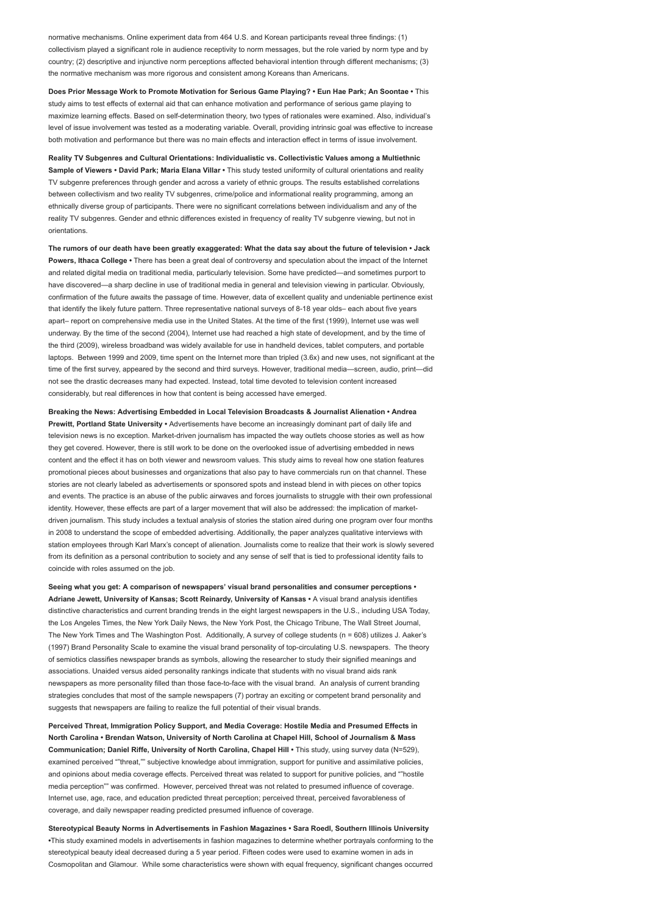normative mechanisms. Online experiment data from 464 U.S. and Korean participants reveal three findings: (1) collectivism played a significant role in audience receptivity to norm messages, but the role varied by norm type and by country; (2) descriptive and injunctive norm perceptions affected behavioral intention through different mechanisms; (3) the normative mechanism was more rigorous and consistent among Koreans than Americans.

**Does Prior Message Work to Promote Motivation for Serious Game Playing? • Eun Hae Park; An Soontae •** This study aims to test effects of external aid that can enhance motivation and performance of serious game playing to maximize learning effects. Based on self-determination theory, two types of rationales were examined. Also, individual's level of issue involvement was tested as a moderating variable. Overall, providing intrinsic goal was effective to increase both motivation and performance but there was no main effects and interaction effect in terms of issue involvement.

**Reality TV Subgenres and Cultural Orientations: Individualistic vs. Collectivistic Values among a Multiethnic Sample of Viewers • David Park; Maria Elana Villar •** This study tested uniformity of cultural orientations and reality TV subgenre preferences through gender and across a variety of ethnic groups. The results established correlations between collectivism and two reality TV subgenres, crime/police and informational reality programming, among an ethnically diverse group of participants. There were no significant correlations between individualism and any of the reality TV subgenres. Gender and ethnic differences existed in frequency of reality TV subgenre viewing, but not in orientations.

**The rumors of our death have been greatly exaggerated: What the data say about the future of television • Jack Powers, Ithaca College •** There has been a great deal of controversy and speculation about the impact of the Internet and related digital media on traditional media, particularly television. Some have predicted—and sometimes purport to have discovered—a sharp decline in use of traditional media in general and television viewing in particular. Obviously, confirmation of the future awaits the passage of time. However, data of excellent quality and undeniable pertinence exist that identify the likely future pattern. Three representative national surveys of 8-18 year olds– each about five years apart– report on comprehensive media use in the United States. At the time of the first (1999), Internet use was well underway. By the time of the second (2004), Internet use had reached a high state of development, and by the time of the third (2009), wireless broadband was widely available for use in handheld devices, tablet computers, and portable laptops. Between 1999 and 2009, time spent on the Internet more than tripled (3.6x) and new uses, not significant at the time of the first survey, appeared by the second and third surveys. However, traditional media—screen, audio, print—did not see the drastic decreases many had expected. Instead, total time devoted to television content increased considerably, but real differences in how that content is being accessed have emerged.

**Breaking the News: Advertising Embedded in Local Television Broadcasts & Journalist Alienation • Andrea Prewitt, Portland State University •** Advertisements have become an increasingly dominant part of daily life and television news is no exception. Market-driven journalism has impacted the way outlets choose stories as well as how they get covered. However, there is still work to be done on the overlooked issue of advertising embedded in news content and the effect it has on both viewer and newsroom values. This study aims to reveal how one station features promotional pieces about businesses and organizations that also pay to have commercials run on that channel. These stories are not clearly labeled as advertisements or sponsored spots and instead blend in with pieces on other topics and events. The practice is an abuse of the public airwaves and forces journalists to struggle with their own professional identity. However, these effects are part of a larger movement that will also be addressed: the implication of market-driven journalism. This study includes a textual analysis of stories the station aired during one program over four months in 2008 to understand the scope of embedded advertising. Additionally, the paper analyzes qualitative interviews with station employees through Karl Marx's concept of alienation. Journalists come to realize that their work is slowly severed from its definition as a personal contribution to society and any sense of self that is tied to professional identity fails to coincide with roles assumed on the job.

**Seeing what you get: A comparison of newspapers' visual brand personalities and consumer perceptions • Adriane Jewett, University of Kansas; Scott Reinardy, University of Kansas •** A visual brand analysis identifies distinctive characteristics and current branding trends in the eight largest newspapers in the U.S., including USA Today, the Los Angeles Times, the New York Daily News, the New York Post, the Chicago Tribune, The Wall Street Journal, The New York Times and The Washington Post. Additionally, A survey of college students (n = 608) utilizes J. Aaker's (1997) Brand Personality Scale to examine the visual brand personality of top-circulating U.S. newspapers. The theory of semiotics classifies newspaper brands as symbols, allowing the researcher to study their signified meanings and associations. Unaided versus aided personality rankings indicate that students with no visual brand aids rank newspapers as more personality filled than those face-to-face with the visual brand. An analysis of current branding strategies concludes that most of the sample newspapers (7) portray an exciting or competent brand personality and suggests that newspapers are failing to realize the full potential of their visual brands.

**Perceived Threat, Immigration Policy Support, and Media Coverage: Hostile Media and Presumed Effects in North Carolina • Brendan Watson, University of North Carolina at Chapel Hill, School of Journalism & Mass Communication; Daniel Riffe, University of North Carolina, Chapel Hill •** This study, using survey data (N=529), examined perceived ""threat,"" subjective knowledge about immigration, support for punitive and assimilative policies, and opinions about media coverage effects. Perceived threat was related to support for punitive policies, and ""hostile media perception"" was confirmed. However, perceived threat was not related to presumed influence of coverage. Internet use, age, race, and education predicted threat perception; perceived threat, perceived favorableness of coverage, and daily newspaper reading predicted presumed influence of coverage.

**Stereotypical Beauty Norms in Advertisements in Fashion Magazines • Sara Roedl, Southern Illinois University •**This study examined models in advertisements in fashion magazines to determine whether portrayals conforming to the stereotypical beauty ideal decreased during a 5 year period. Fifteen codes were used to examine women in ads in Cosmopolitan and Glamour. While some characteristics were shown with equal frequency, significant changes occurred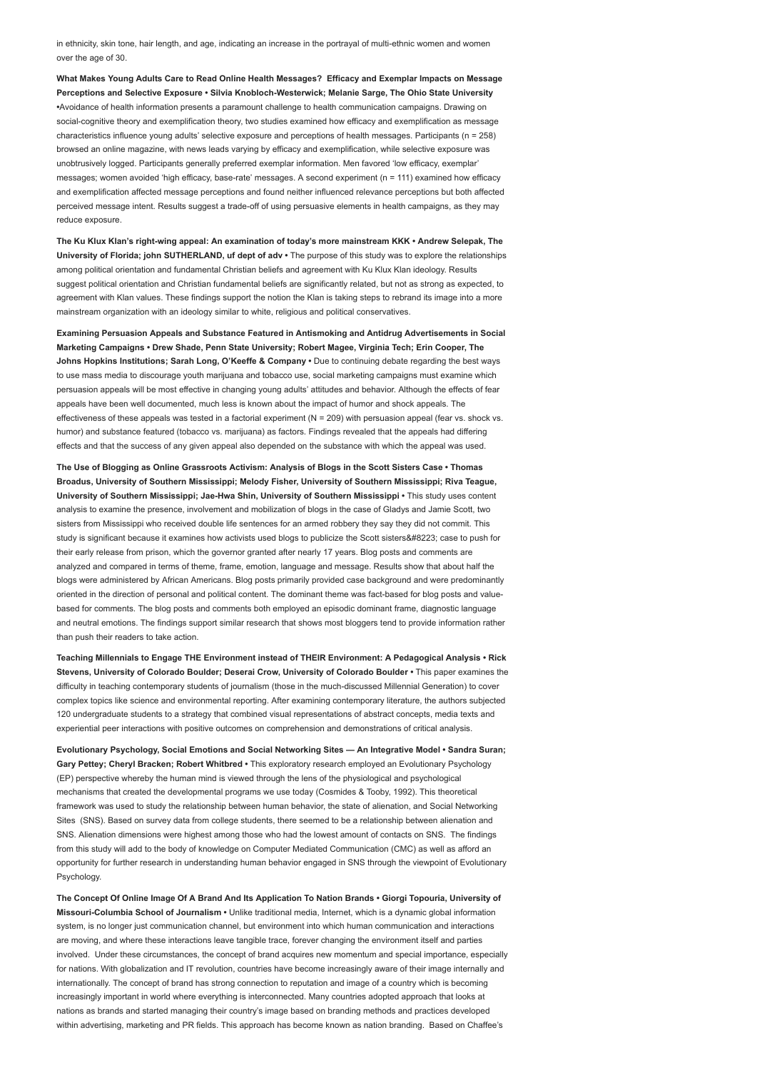in ethnicity, skin tone, hair length, and age, indicating an increase in the portrayal of multi-ethnic women and women over the age of 30.

**What Makes Young Adults Care to Read Online Health Messages? Efficacy and Exemplar Impacts on Message Perceptions and Selective Exposure • Silvia Knobloch-Westerwick; Melanie Sarge, The Ohio State University •**Avoidance of health information presents a paramount challenge to health communication campaigns. Drawing on social-cognitive theory and exemplification theory, two studies examined how efficacy and exemplification as message characteristics influence young adults' selective exposure and perceptions of health messages. Participants (n = 258) browsed an online magazine, with news leads varying by efficacy and exemplification, while selective exposure was unobtrusively logged. Participants generally preferred exemplar information. Men favored 'low efficacy, exemplar' messages; women avoided 'high efficacy, base-rate' messages. A second experiment (n = 111) examined how efficacy and exemplification affected message perceptions and found neither influenced relevance perceptions but both affected perceived message intent. Results suggest a trade-off of using persuasive elements in health campaigns, as they may reduce exposure.

**The Ku Klux Klan's right-wing appeal: An examination of today's more mainstream KKK • Andrew Selepak, The University of Florida; john SUTHERLAND, uf dept of adv •** The purpose of this study was to explore the relationships among political orientation and fundamental Christian beliefs and agreement with Ku Klux Klan ideology. Results suggest political orientation and Christian fundamental beliefs are significantly related, but not as strong as expected, to agreement with Klan values. These findings support the notion the Klan is taking steps to rebrand its image into a more mainstream organization with an ideology similar to white, religious and political conservatives.

**Examining Persuasion Appeals and Substance Featured in Antismoking and Antidrug Advertisements in Social Marketing Campaigns • Drew Shade, Penn State University; Robert Magee, Virginia Tech; Erin Cooper, The Johns Hopkins Institutions; Sarah Long, O'Keeffe & Company •** Due to continuing debate regarding the best ways to use mass media to discourage youth marijuana and tobacco use, social marketing campaigns must examine which persuasion appeals will be most effective in changing young adults' attitudes and behavior. Although the effects of fear appeals have been well documented, much less is known about the impact of humor and shock appeals. The effectiveness of these appeals was tested in a factorial experiment (N = 209) with persuasion appeal (fear vs. shock vs. humor) and substance featured (tobacco vs. marijuana) as factors. Findings revealed that the appeals had differing effects and that the success of any given appeal also depended on the substance with which the appeal was used.

**The Use of Blogging as Online Grassroots Activism: Analysis of Blogs in the Scott Sisters Case • Thomas Broadus, University of Southern Mississippi; Melody Fisher, University of Southern Mississippi; Riva Teague, University of Southern Mississippi; Jae-Hwa Shin, University of Southern Mississippi •** This study uses content analysis to examine the presence, involvement and mobilization of blogs in the case of Gladys and Jamie Scott, two sisters from Mississippi who received double life sentences for an armed robbery they say they did not commit. This study is significant because it examines how activists used blogs to publicize the Scott sisters&#8223; case to push for their early release from prison, which the governor granted after nearly 17 years. Blog posts and comments are analyzed and compared in terms of theme, frame, emotion, language and message. Results show that about half the blogs were administered by African Americans. Blog posts primarily provided case background and were predominantly oriented in the direction of personal and political content. The dominant theme was fact-based for blog posts and value-based for comments. The blog posts and comments both employed an episodic dominant frame, diagnostic language and neutral emotions. The findings support similar research that shows most bloggers tend to provide information rather than push their readers to take action.

**Teaching Millennials to Engage THE Environment instead of THEIR Environment: A Pedagogical Analysis • Rick Stevens, University of Colorado Boulder; Deserai Crow, University of Colorado Boulder •** This paper examines the difficulty in teaching contemporary students of journalism (those in the much-discussed Millennial Generation) to cover complex topics like science and environmental reporting. After examining contemporary literature, the authors subjected 120 undergraduate students to a strategy that combined visual representations of abstract concepts, media texts and experiential peer interactions with positive outcomes on comprehension and demonstrations of critical analysis.

**Evolutionary Psychology, Social Emotions and Social Networking Sites — An Integrative Model • Sandra Suran; Gary Pettey; Cheryl Bracken; Robert Whitbred •** This exploratory research employed an Evolutionary Psychology (EP) perspective whereby the human mind is viewed through the lens of the physiological and psychological mechanisms that created the developmental programs we use today (Cosmides & Tooby, 1992). This theoretical framework was used to study the relationship between human behavior, the state of alienation, and Social Networking Sites (SNS). Based on survey data from college students, there seemed to be a relationship between alienation and SNS. Alienation dimensions were highest among those who had the lowest amount of contacts on SNS. The findings from this study will add to the body of knowledge on Computer Mediated Communication (CMC) as well as afford an opportunity for further research in understanding human behavior engaged in SNS through the viewpoint of Evolutionary Psychology.

**The Concept Of Online Image Of A Brand And Its Application To Nation Brands • Giorgi Topouria, University of Missouri-Columbia School of Journalism •** Unlike traditional media, Internet, which is a dynamic global information system, is no longer just communication channel, but environment into which human communication and interactions are moving, and where these interactions leave tangible trace, forever changing the environment itself and parties involved. Under these circumstances, the concept of brand acquires new momentum and special importance, especially for nations. With globalization and IT revolution, countries have become increasingly aware of their image internally and internationally. The concept of brand has strong connection to reputation and image of a country which is becoming increasingly important in world where everything is interconnected. Many countries adopted approach that looks at nations as brands and started managing their country's image based on branding methods and practices developed within advertising, marketing and PR fields. This approach has become known as nation branding. Based on Chaffee's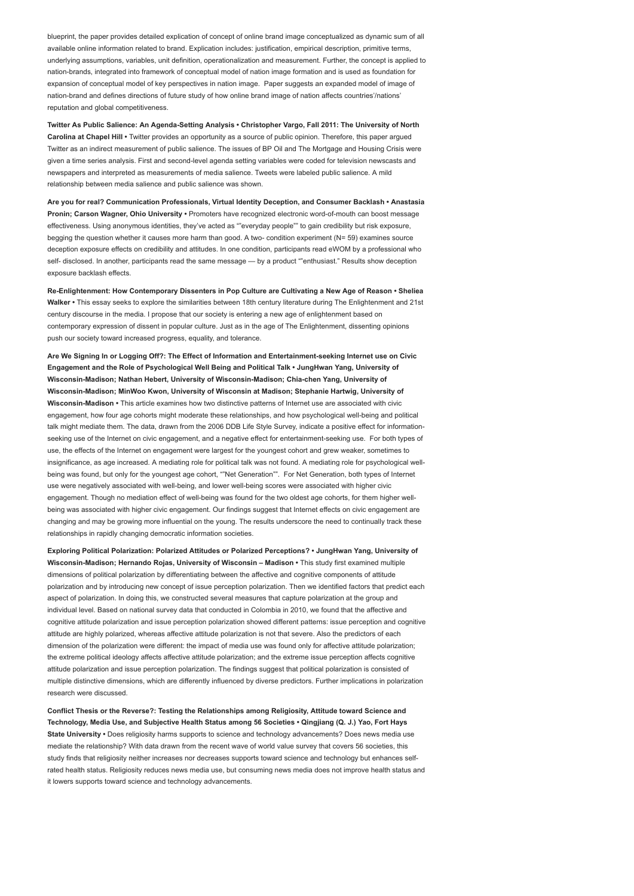blueprint, the paper provides detailed explication of concept of online brand image conceptualized as dynamic sum of all available online information related to brand. Explication includes: justification, empirical description, primitive terms, underlying assumptions, variables, unit definition, operationalization and measurement. Further, the concept is applied to nation-brands, integrated into framework of conceptual model of nation image formation and is used as foundation for expansion of conceptual model of key perspectives in nation image. Paper suggests an expanded model of image of nation-brand and defines directions of future study of how online brand image of nation affects countries'/nations' reputation and global competitiveness.

**Twitter As Public Salience: An Agenda-Setting Analysis • Christopher Vargo, Fall 2011: The University of North Carolina at Chapel Hill •** Twitter provides an opportunity as a source of public opinion. Therefore, this paper argued Twitter as an indirect measurement of public salience. The issues of BP Oil and The Mortgage and Housing Crisis were given a time series analysis. First and second-level agenda setting variables were coded for television newscasts and newspapers and interpreted as measurements of media salience. Tweets were labeled public salience. A mild relationship between media salience and public salience was shown.

**Are you for real? Communication Professionals, Virtual Identity Deception, and Consumer Backlash • Anastasia Pronin; Carson Wagner, Ohio University •** Promoters have recognized electronic word-of-mouth can boost message effectiveness. Using anonymous identities, they've acted as ""everyday people"" to gain credibility but risk exposure, begging the question whether it causes more harm than good. A two- condition experiment (N= 59) examines source deception exposure effects on credibility and attitudes. In one condition, participants read eWOM by a professional who self- disclosed. In another, participants read the same message — by a product ""enthusiast." Results show deception exposure backlash effects.

**Re-Enlightenment: How Contemporary Dissenters in Pop Culture are Cultivating a New Age of Reason • Sheliea Walker •** This essay seeks to explore the similarities between 18th century literature during The Enlightenment and 21st century discourse in the media. I propose that our society is entering a new age of enlightenment based on contemporary expression of dissent in popular culture. Just as in the age of The Enlightenment, dissenting opinions push our society toward increased progress, equality, and tolerance.

**Are We Signing In or Logging Off?: The Effect of Information and Entertainment-seeking Internet use on Civic Engagement and the Role of Psychological Well Being and Political Talk • JungHwan Yang, University of Wisconsin-Madison; Nathan Hebert, University of Wisconsin-Madison; Chia-chen Yang, University of Wisconsin-Madison; MinWoo Kwon, University of Wisconsin at Madison; Stephanie Hartwig, University of Wisconsin-Madison •** This article examines how two distinctive patterns of Internet use are associated with civic engagement, how four age cohorts might moderate these relationships, and how psychological well-being and political talk might mediate them. The data, drawn from the 2006 DDB Life Style Survey, indicate a positive effect for information-seeking use of the Internet on civic engagement, and a negative effect for entertainment-seeking use. For both types of use, the effects of the Internet on engagement were largest for the youngest cohort and grew weaker, sometimes to insignificance, as age increased. A mediating role for political talk was not found. A mediating role for psychological well-being was found, but only for the youngest age cohort, ""Net Generation"". For Net Generation, both types of Internet use were negatively associated with well-being, and lower well-being scores were associated with higher civic engagement. Though no mediation effect of well-being was found for the two oldest age cohorts, for them higher well-being was associated with higher civic engagement. Our findings suggest that Internet effects on civic engagement are changing and may be growing more influential on the young. The results underscore the need to continually track these relationships in rapidly changing democratic information societies.

**Exploring Political Polarization: Polarized Attitudes or Polarized Perceptions? • JungHwan Yang, University of Wisconsin-Madison; Hernando Rojas, University of Wisconsin – Madison •** This study first examined multiple dimensions of political polarization by differentiating between the affective and cognitive components of attitude polarization and by introducing new concept of issue perception polarization. Then we identified factors that predict each aspect of polarization. In doing this, we constructed several measures that capture polarization at the group and individual level. Based on national survey data that conducted in Colombia in 2010, we found that the affective and cognitive attitude polarization and issue perception polarization showed different patterns: issue perception and cognitive attitude are highly polarized, whereas affective attitude polarization is not that severe. Also the predictors of each dimension of the polarization were different: the impact of media use was found only for affective attitude polarization; the extreme political ideology affects affective attitude polarization; and the extreme issue perception affects cognitive attitude polarization and issue perception polarization. The findings suggest that political polarization is consisted of multiple distinctive dimensions, which are differently influenced by diverse predictors. Further implications in polarization research were discussed.

**Conflict Thesis or the Reverse?: Testing the Relationships among Religiosity, Attitude toward Science and Technology, Media Use, and Subjective Health Status among 56 Societies • Qingjiang (Q. J.) Yao, Fort Hays State University •** Does religiosity harms supports to science and technology advancements? Does news media use mediate the relationship? With data drawn from the recent wave of world value survey that covers 56 societies, this study finds that religiosity neither increases nor decreases supports toward science and technology but enhances self-rated health status. Religiosity reduces news media use, but consuming news media does not improve health status and it lowers supports toward science and technology advancements.